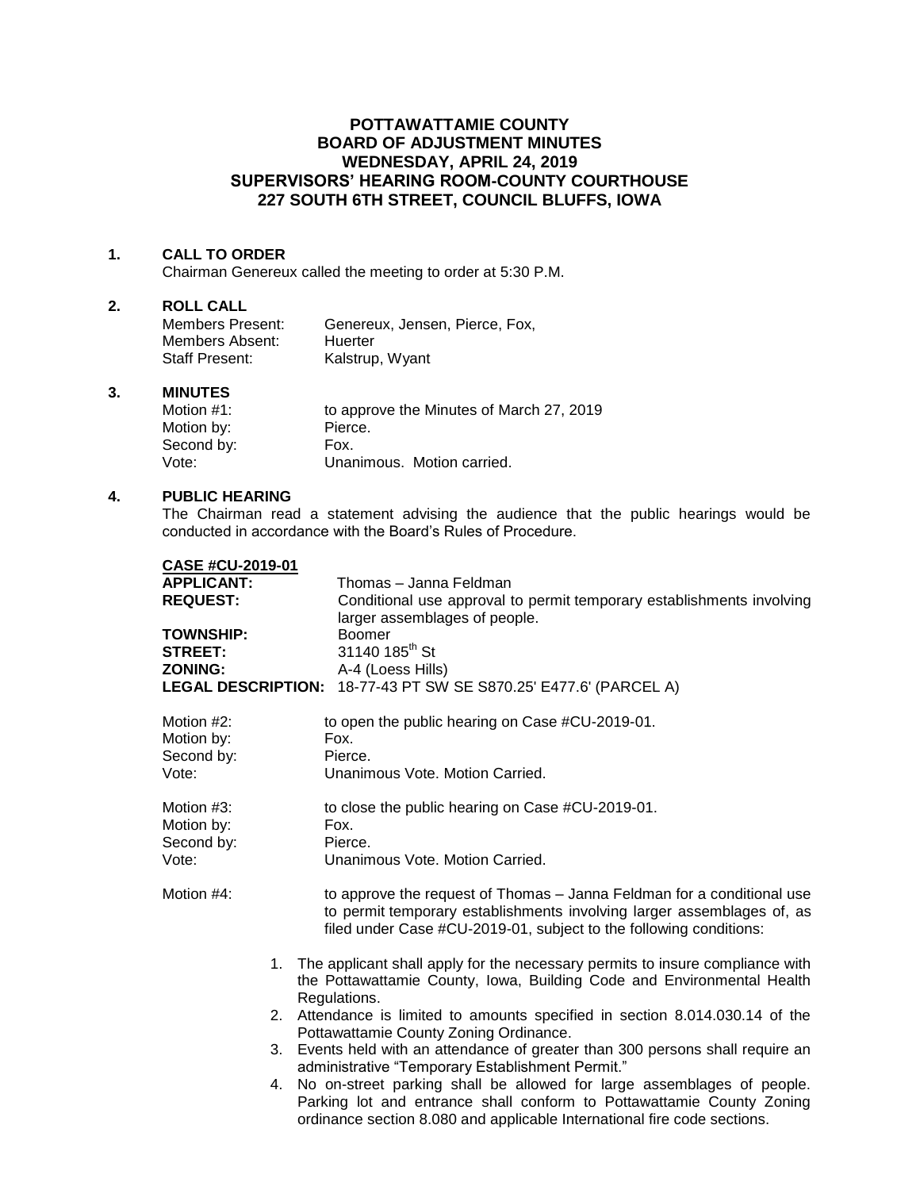# POTTAWATTAMIE COUNTY
# BOARD OF ADJUSTMENT MINUTES
# WEDNESDAY, APRIL 24, 2019
# SUPERVISORS' HEARING ROOM-COUNTY COURTHOUSE
# 227 SOUTH 6TH STREET, COUNCIL BLUFFS, IOWA

**1. CALL TO ORDER**

Chairman Genereux called the meeting to order at 5:30 P.M.

**2. ROLL CALL**

| | |
|---|---|
| Members Present: | Genereux, Jensen, Pierce, Fox, |
| Members Absent: | Huerter |
| Staff Present: | Kalstrup, Wyant |

**3. MINUTES**

| | |
|---|---|
| Motion #1: | to approve the Minutes of March 27, 2019 |
| Motion by: | Pierce. |
| Second by: | Fox. |
| Vote: | Unanimous. Motion carried. |

**4. PUBLIC HEARING**

The Chairman read a statement advising the audience that the public hearings would be conducted in accordance with the Board's Rules of Procedure.

**CASE #CU-2019-01**

| | |
|---|---|
| **APPLICANT:** | Thomas – Janna Feldman |
| **REQUEST:** | Conditional use approval to permit temporary establishments involving larger assemblages of people. |
| **TOWNSHIP:** | Boomer |
| **STREET:** | 31140 185th St |
| **ZONING:** | A-4 (Loess Hills) |
| **LEGAL DESCRIPTION:** | 18-77-43 PT SW SE S870.25' E477.6' (PARCEL A) |

| | |
|---|---|
| Motion #2: | to open the public hearing on Case #CU-2019-01. |
| Motion by: | Fox. |
| Second by: | Pierce. |
| Vote: | Unanimous Vote. Motion Carried. |

| | |
|---|---|
| Motion #3: | to close the public hearing on Case #CU-2019-01. |
| Motion by: | Fox. |
| Second by: | Pierce. |
| Vote: | Unanimous Vote. Motion Carried. |

Motion #4: to approve the request of Thomas – Janna Feldman for a conditional use to permit temporary establishments involving larger assemblages of, as filed under Case #CU-2019-01, subject to the following conditions:

1. The applicant shall apply for the necessary permits to insure compliance with the Pottawattamie County, Iowa, Building Code and Environmental Health Regulations.
2. Attendance is limited to amounts specified in section 8.014.030.14 of the Pottawattamie County Zoning Ordinance.
3. Events held with an attendance of greater than 300 persons shall require an administrative "Temporary Establishment Permit."
4. No on-street parking shall be allowed for large assemblages of people. Parking lot and entrance shall conform to Pottawattamie County Zoning ordinance section 8.080 and applicable International fire code sections.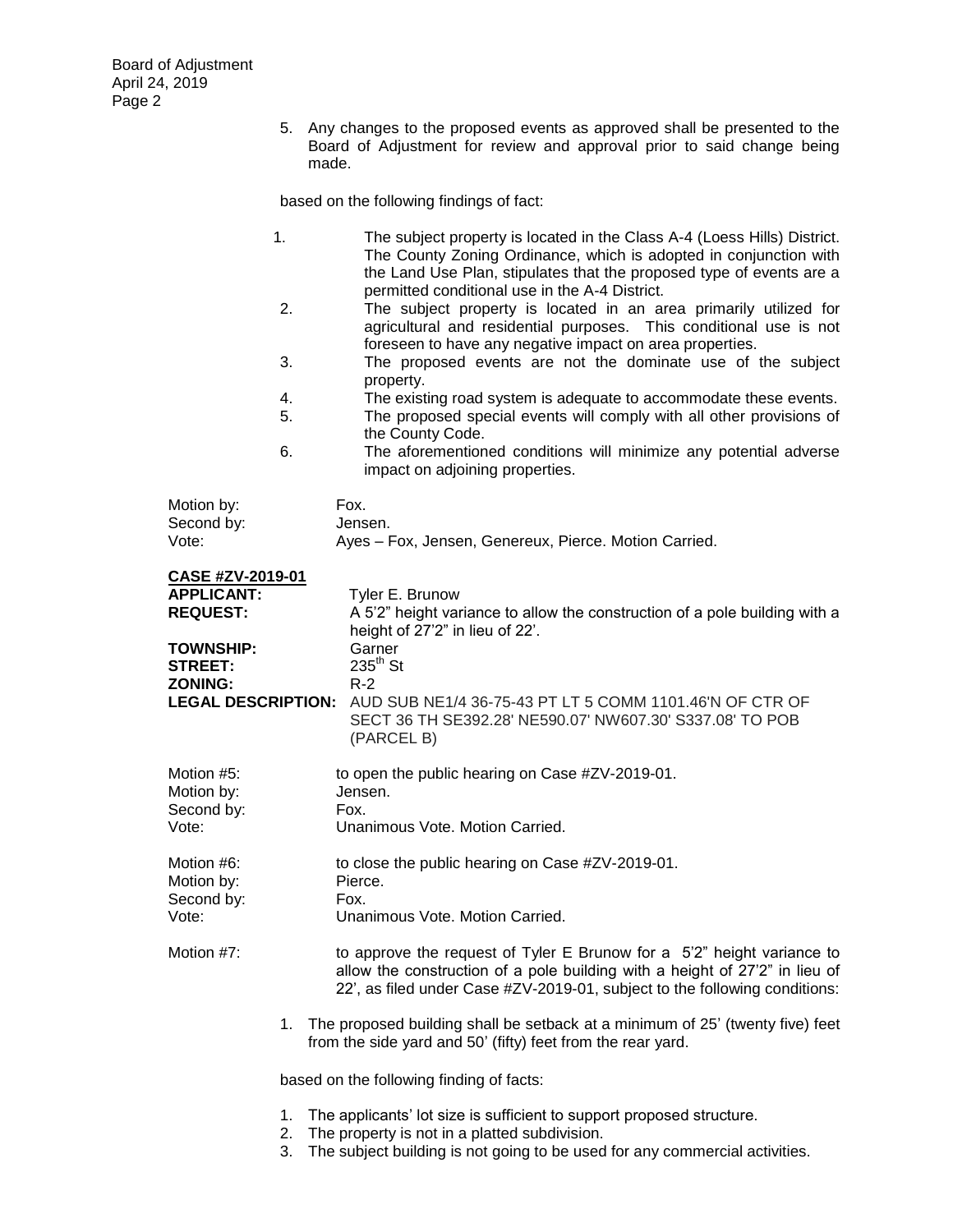5. Any changes to the proposed events as approved shall be presented to the Board of Adjustment for review and approval prior to said change being made.

based on the following findings of fact:

1. The subject property is located in the Class A-4 (Loess Hills) District. The County Zoning Ordinance, which is adopted in conjunction with the Land Use Plan, stipulates that the proposed type of events are a permitted conditional use in the A-4 District.
2. The subject property is located in an area primarily utilized for agricultural and residential purposes. This conditional use is not foreseen to have any negative impact on area properties.
3. The proposed events are not the dominate use of the subject property.
4. The existing road system is adequate to accommodate these events.
5. The proposed special events will comply with all other provisions of the County Code.
6. The aforementioned conditions will minimize any potential adverse impact on adjoining properties.

Motion by: Fox.
Second by: Jensen.
Vote: Ayes – Fox, Jensen, Genereux, Pierce. Motion Carried.

**CASE #ZV-2019-01**

**APPLICANT:** Tyler E. Brunow
**REQUEST:** A 5'2" height variance to allow the construction of a pole building with a height of 27'2" in lieu of 22'.
**TOWNSHIP:** Garner
**STREET:** 235th St
**ZONING:** R-2
**LEGAL DESCRIPTION:** AUD SUB NE1/4 36-75-43 PT LT 5 COMM 1101.46'N OF CTR OF SECT 36 TH SE392.28' NE590.07' NW607.30' S337.08' TO POB (PARCEL B)

Motion #5: to open the public hearing on Case #ZV-2019-01.
Motion by: Jensen.
Second by: Fox.
Vote: Unanimous Vote. Motion Carried.

Motion #6: to close the public hearing on Case #ZV-2019-01.
Motion by: Pierce.
Second by: Fox.
Vote: Unanimous Vote. Motion Carried.

Motion #7: to approve the request of Tyler E Brunow for a 5'2" height variance to allow the construction of a pole building with a height of 27'2" in lieu of 22', as filed under Case #ZV-2019-01, subject to the following conditions:

1. The proposed building shall be setback at a minimum of 25' (twenty five) feet from the side yard and 50' (fifty) feet from the rear yard.

based on the following finding of facts:

1. The applicants' lot size is sufficient to support proposed structure.
2. The property is not in a platted subdivision.
3. The subject building is not going to be used for any commercial activities.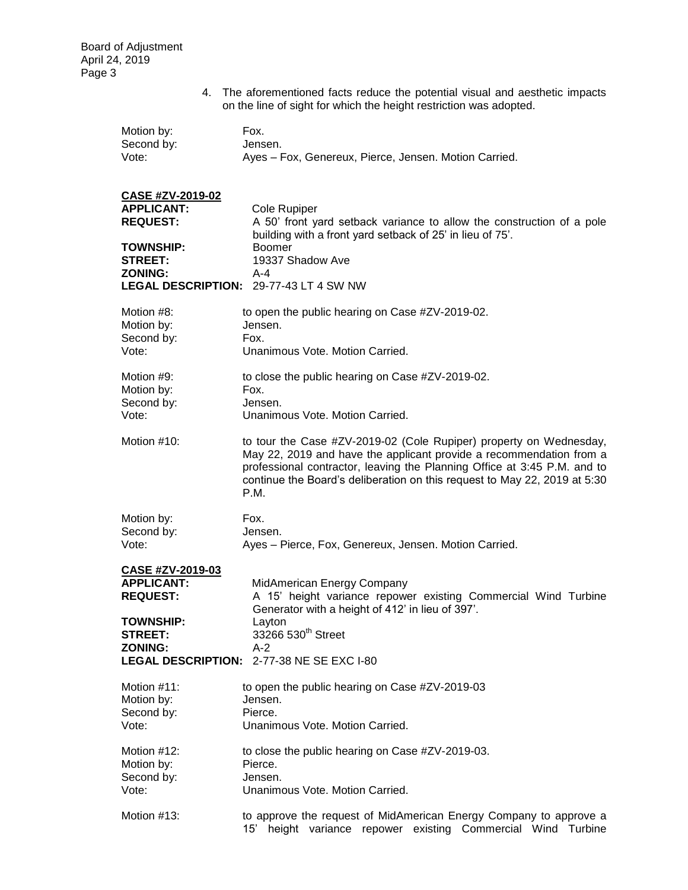4. The aforementioned facts reduce the potential visual and aesthetic impacts on the line of sight for which the height restriction was adopted.

Motion by: Fox.
Second by: Jensen.
Vote: Ayes – Fox, Genereux, Pierce, Jensen. Motion Carried.

**CASE #ZV-2019-02**
**APPLICANT:** Cole Rupiper
**REQUEST:** A 50' front yard setback variance to allow the construction of a pole building with a front yard setback of 25' in lieu of 75'.
**TOWNSHIP:** Boomer
**STREET:** 19337 Shadow Ave
**ZONING:** A-4
**LEGAL DESCRIPTION:** 29-77-43 LT 4 SW NW

Motion #8: to open the public hearing on Case #ZV-2019-02.
Motion by: Jensen.
Second by: Fox.
Vote: Unanimous Vote. Motion Carried.

Motion #9: to close the public hearing on Case #ZV-2019-02.
Motion by: Fox.
Second by: Jensen.
Vote: Unanimous Vote. Motion Carried.

Motion #10: to tour the Case #ZV-2019-02 (Cole Rupiper) property on Wednesday, May 22, 2019 and have the applicant provide a recommendation from a professional contractor, leaving the Planning Office at 3:45 P.M. and to continue the Board's deliberation on this request to May 22, 2019 at 5:30 P.M.

Motion by: Fox.
Second by: Jensen.
Vote: Ayes – Pierce, Fox, Genereux, Jensen. Motion Carried.

**CASE #ZV-2019-03**
**APPLICANT:** MidAmerican Energy Company
**REQUEST:** A 15' height variance repower existing Commercial Wind Turbine Generator with a height of 412' in lieu of 397'.
**TOWNSHIP:** Layton
**STREET:** 33266 530th Street
**ZONING:** A-2
**LEGAL DESCRIPTION:** 2-77-38 NE SE EXC I-80

Motion #11: to open the public hearing on Case #ZV-2019-03
Motion by: Jensen.
Second by: Pierce.
Vote: Unanimous Vote. Motion Carried.

Motion #12: to close the public hearing on Case #ZV-2019-03.
Motion by: Pierce.
Second by: Jensen.
Vote: Unanimous Vote. Motion Carried.

Motion #13: to approve the request of MidAmerican Energy Company to approve a 15' height variance repower existing Commercial Wind Turbine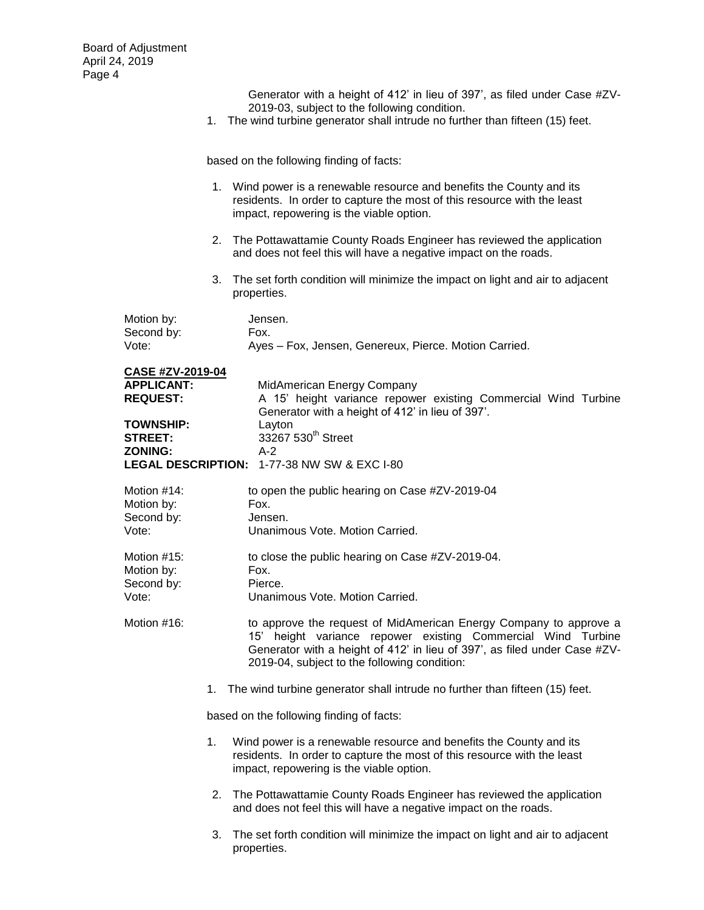Generator with a height of 412' in lieu of 397', as filed under Case #ZV-2019-03, subject to the following condition.

1. The wind turbine generator shall intrude no further than fifteen (15) feet.

based on the following finding of facts:

1. Wind power is a renewable resource and benefits the County and its residents. In order to capture the most of this resource with the least impact, repowering is the viable option.
2. The Pottawattamie County Roads Engineer has reviewed the application and does not feel this will have a negative impact on the roads.
3. The set forth condition will minimize the impact on light and air to adjacent properties.

Motion by: Jensen.
Second by: Fox.
Vote: Ayes – Fox, Jensen, Genereux, Pierce. Motion Carried.

**CASE #ZV-2019-04**

**APPLICANT:** MidAmerican Energy Company
**REQUEST:** A 15' height variance repower existing Commercial Wind Turbine Generator with a height of 412' in lieu of 397'.
**TOWNSHIP:** Layton
**STREET:** 33267 530th Street
**ZONING:** A-2
**LEGAL DESCRIPTION:** 1-77-38 NW SW & EXC I-80

Motion #14: to open the public hearing on Case #ZV-2019-04
Motion by: Fox.
Second by: Jensen.
Vote: Unanimous Vote. Motion Carried.

Motion #15: to close the public hearing on Case #ZV-2019-04.
Motion by: Fox.
Second by: Pierce.
Vote: Unanimous Vote. Motion Carried.

Motion #16: to approve the request of MidAmerican Energy Company to approve a 15' height variance repower existing Commercial Wind Turbine Generator with a height of 412' in lieu of 397', as filed under Case #ZV-2019-04, subject to the following condition:

1. The wind turbine generator shall intrude no further than fifteen (15) feet.

based on the following finding of facts:

1. Wind power is a renewable resource and benefits the County and its residents. In order to capture the most of this resource with the least impact, repowering is the viable option.
2. The Pottawattamie County Roads Engineer has reviewed the application and does not feel this will have a negative impact on the roads.
3. The set forth condition will minimize the impact on light and air to adjacent properties.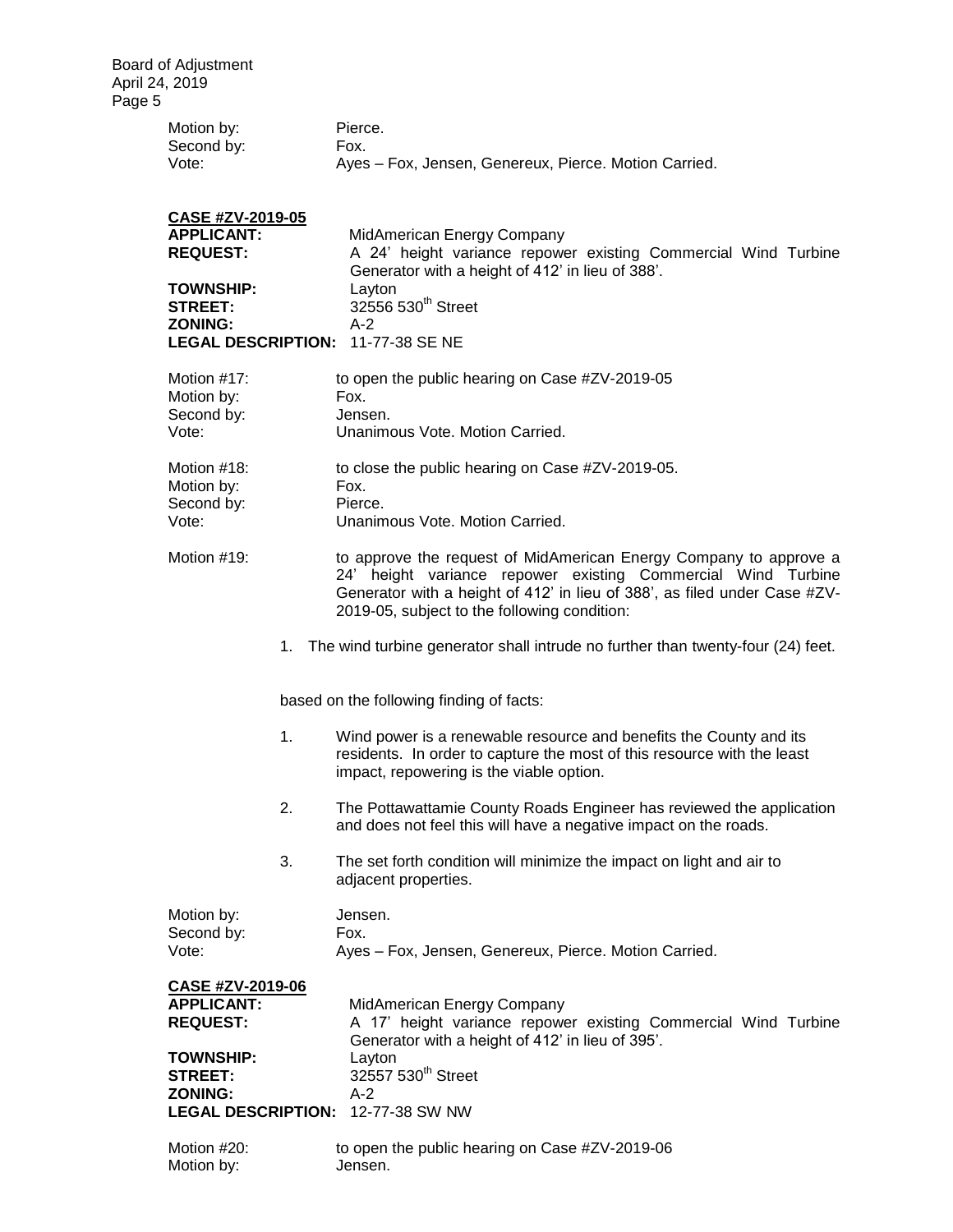Motion by: Pierce.
Second by: Fox.
Vote: Ayes – Fox, Jensen, Genereux, Pierce. Motion Carried.

**CASE #ZV-2019-05**
**APPLICANT:** MidAmerican Energy Company
**REQUEST:** A 24' height variance repower existing Commercial Wind Turbine Generator with a height of 412' in lieu of 388'.
**TOWNSHIP:** Layton
**STREET:** 32556 530th Street
**ZONING:** A-2
**LEGAL DESCRIPTION:** 11-77-38 SE NE

Motion #17: to open the public hearing on Case #ZV-2019-05
Motion by: Fox.
Second by: Jensen.
Vote: Unanimous Vote. Motion Carried.

Motion #18: to close the public hearing on Case #ZV-2019-05.
Motion by: Fox.
Second by: Pierce.
Vote: Unanimous Vote. Motion Carried.

Motion #19: to approve the request of MidAmerican Energy Company to approve a 24' height variance repower existing Commercial Wind Turbine Generator with a height of 412' in lieu of 388', as filed under Case #ZV-2019-05, subject to the following condition:

1. The wind turbine generator shall intrude no further than twenty-four (24) feet.

based on the following finding of facts:

1. Wind power is a renewable resource and benefits the County and its residents. In order to capture the most of this resource with the least impact, repowering is the viable option.
2. The Pottawattamie County Roads Engineer has reviewed the application and does not feel this will have a negative impact on the roads.
3. The set forth condition will minimize the impact on light and air to adjacent properties.

Motion by: Jensen.
Second by: Fox.
Vote: Ayes – Fox, Jensen, Genereux, Pierce. Motion Carried.

**CASE #ZV-2019-06**
**APPLICANT:** MidAmerican Energy Company
**REQUEST:** A 17' height variance repower existing Commercial Wind Turbine Generator with a height of 412' in lieu of 395'.
**TOWNSHIP:** Layton
**STREET:** 32557 530th Street
**ZONING:** A-2
**LEGAL DESCRIPTION:** 12-77-38 SW NW

Motion #20: to open the public hearing on Case #ZV-2019-06
Motion by: Jensen.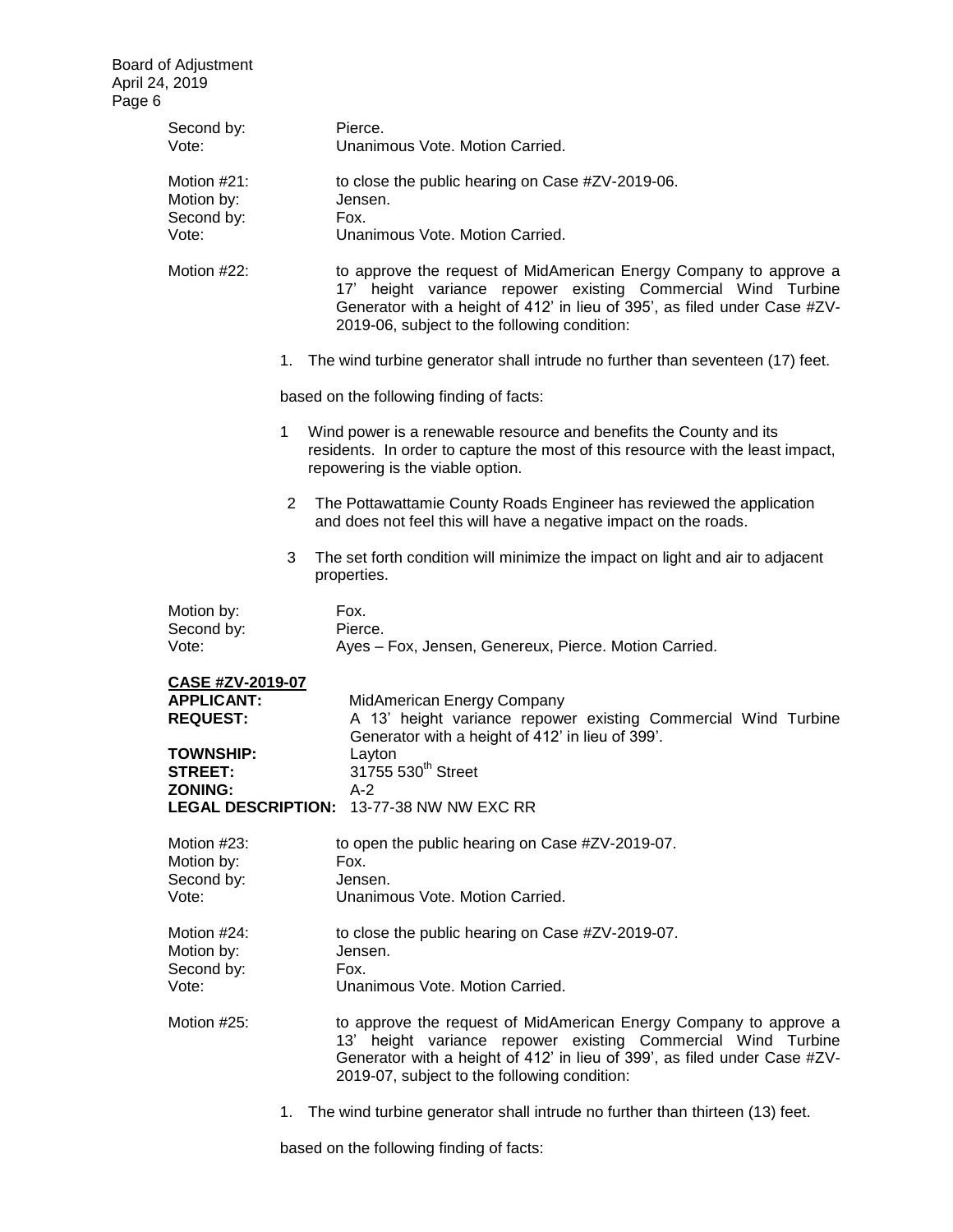Second by: Pierce.
Vote: Unanimous Vote. Motion Carried.

Motion #21: to close the public hearing on Case #ZV-2019-06.
Motion by: Jensen.
Second by: Fox.
Vote: Unanimous Vote. Motion Carried.

Motion #22: to approve the request of MidAmerican Energy Company to approve a 17' height variance repower existing Commercial Wind Turbine Generator with a height of 412' in lieu of 395', as filed under Case #ZV-2019-06, subject to the following condition:

1. The wind turbine generator shall intrude no further than seventeen (17) feet.

based on the following finding of facts:

1. Wind power is a renewable resource and benefits the County and its residents. In order to capture the most of this resource with the least impact, repowering is the viable option.
2. The Pottawattamie County Roads Engineer has reviewed the application and does not feel this will have a negative impact on the roads.
3. The set forth condition will minimize the impact on light and air to adjacent properties.

Motion by: Fox.
Second by: Pierce.
Vote: Ayes – Fox, Jensen, Genereux, Pierce. Motion Carried.

**CASE #ZV-2019-07**

**APPLICANT:** MidAmerican Energy Company
**REQUEST:** A 13' height variance repower existing Commercial Wind Turbine Generator with a height of 412' in lieu of 399'.
**TOWNSHIP:** Layton
**STREET:** 31755 530th Street
**ZONING:** A-2
**LEGAL DESCRIPTION:** 13-77-38 NW NW EXC RR

Motion #23: to open the public hearing on Case #ZV-2019-07.
Motion by: Fox.
Second by: Jensen.
Vote: Unanimous Vote. Motion Carried.

Motion #24: to close the public hearing on Case #ZV-2019-07.
Motion by: Jensen.
Second by: Fox.
Vote: Unanimous Vote. Motion Carried.

Motion #25: to approve the request of MidAmerican Energy Company to approve a 13' height variance repower existing Commercial Wind Turbine Generator with a height of 412' in lieu of 399', as filed under Case #ZV-2019-07, subject to the following condition:

1. The wind turbine generator shall intrude no further than thirteen (13) feet.

based on the following finding of facts: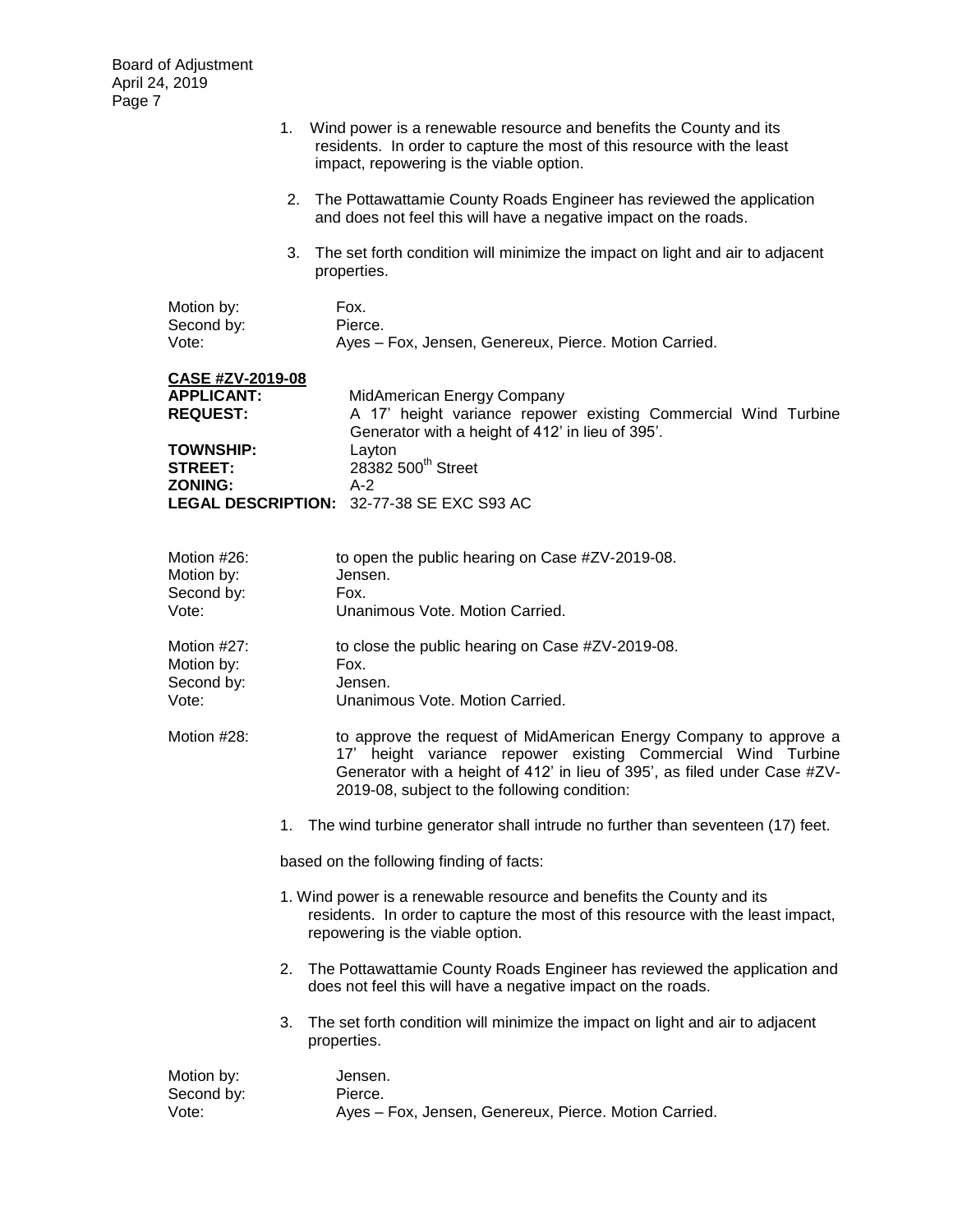1. Wind power is a renewable resource and benefits the County and its residents. In order to capture the most of this resource with the least impact, repowering is the viable option.

2. The Pottawattamie County Roads Engineer has reviewed the application and does not feel this will have a negative impact on the roads.

3. The set forth condition will minimize the impact on light and air to adjacent properties.

Motion by: Fox.
Second by: Pierce.
Vote: Ayes – Fox, Jensen, Genereux, Pierce. Motion Carried.

**CASE #ZV-2019-08**

**APPLICANT:** MidAmerican Energy Company
**REQUEST:** A 17' height variance repower existing Commercial Wind Turbine Generator with a height of 412' in lieu of 395'.
**TOWNSHIP:** Layton
**STREET:** 28382 500th Street
**ZONING:** A-2
**LEGAL DESCRIPTION:** 32-77-38 SE EXC S93 AC

Motion #26: to open the public hearing on Case #ZV-2019-08.
Motion by: Jensen.
Second by: Fox.
Vote: Unanimous Vote. Motion Carried.

Motion #27: to close the public hearing on Case #ZV-2019-08.
Motion by: Fox.
Second by: Jensen.
Vote: Unanimous Vote. Motion Carried.

Motion #28: to approve the request of MidAmerican Energy Company to approve a 17' height variance repower existing Commercial Wind Turbine Generator with a height of 412' in lieu of 395', as filed under Case #ZV-2019-08, subject to the following condition:

1. The wind turbine generator shall intrude no further than seventeen (17) feet.

based on the following finding of facts:

1. Wind power is a renewable resource and benefits the County and its residents. In order to capture the most of this resource with the least impact, repowering is the viable option.

2. The Pottawattamie County Roads Engineer has reviewed the application and does not feel this will have a negative impact on the roads.

3. The set forth condition will minimize the impact on light and air to adjacent properties.

Motion by: Jensen.
Second by: Pierce.
Vote: Ayes – Fox, Jensen, Genereux, Pierce. Motion Carried.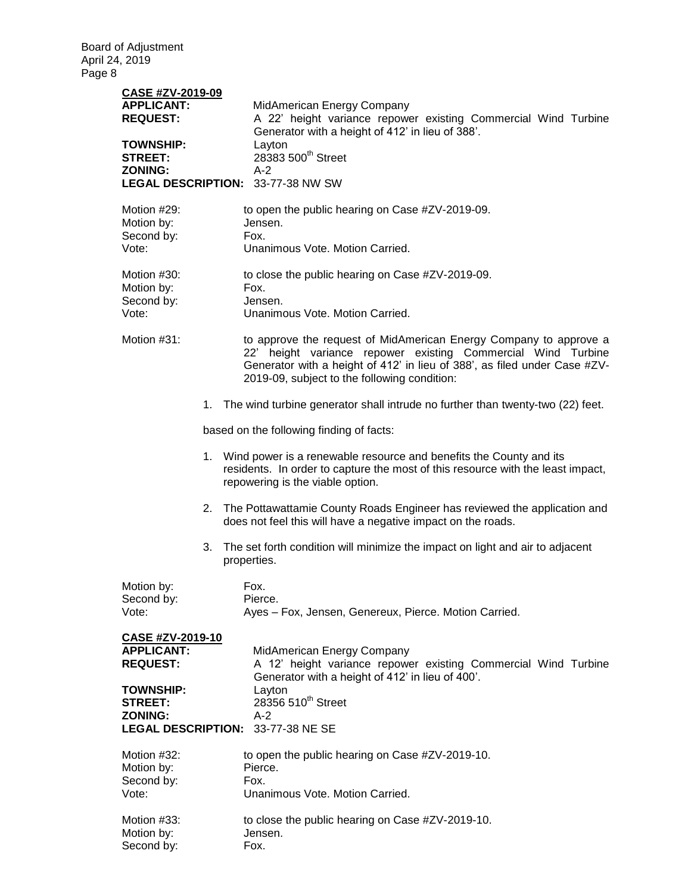**CASE #ZV-2019-09**

**APPLICANT:** MidAmerican Energy Company

**REQUEST:** A 22' height variance repower existing Commercial Wind Turbine Generator with a height of 412' in lieu of 388'.

**TOWNSHIP:** Layton

**STREET:** 28383 500th Street

**ZONING:** A-2

**LEGAL DESCRIPTION:** 33-77-38 NW SW

Motion #29: to open the public hearing on Case #ZV-2019-09.
Motion by: Jensen.
Second by: Fox.
Vote: Unanimous Vote. Motion Carried.

Motion #30: to close the public hearing on Case #ZV-2019-09.
Motion by: Fox.
Second by: Jensen.
Vote: Unanimous Vote. Motion Carried.

Motion #31: to approve the request of MidAmerican Energy Company to approve a 22' height variance repower existing Commercial Wind Turbine Generator with a height of 412' in lieu of 388', as filed under Case #ZV-2019-09, subject to the following condition:

1. The wind turbine generator shall intrude no further than twenty-two (22) feet.

based on the following finding of facts:

1. Wind power is a renewable resource and benefits the County and its residents. In order to capture the most of this resource with the least impact, repowering is the viable option.
2. The Pottawattamie County Roads Engineer has reviewed the application and does not feel this will have a negative impact on the roads.
3. The set forth condition will minimize the impact on light and air to adjacent properties.

Motion by: Fox.
Second by: Pierce.
Vote: Ayes – Fox, Jensen, Genereux, Pierce. Motion Carried.

**CASE #ZV-2019-10**

**APPLICANT:** MidAmerican Energy Company

**REQUEST:** A 12' height variance repower existing Commercial Wind Turbine Generator with a height of 412' in lieu of 400'.

**TOWNSHIP:** Layton

**STREET:** 28356 510th Street

**ZONING:** A-2

**LEGAL DESCRIPTION:** 33-77-38 NE SE

Motion #32: to open the public hearing on Case #ZV-2019-10.
Motion by: Pierce.
Second by: Fox.
Vote: Unanimous Vote. Motion Carried.

Motion #33: to close the public hearing on Case #ZV-2019-10.
Motion by: Jensen.
Second by: Fox.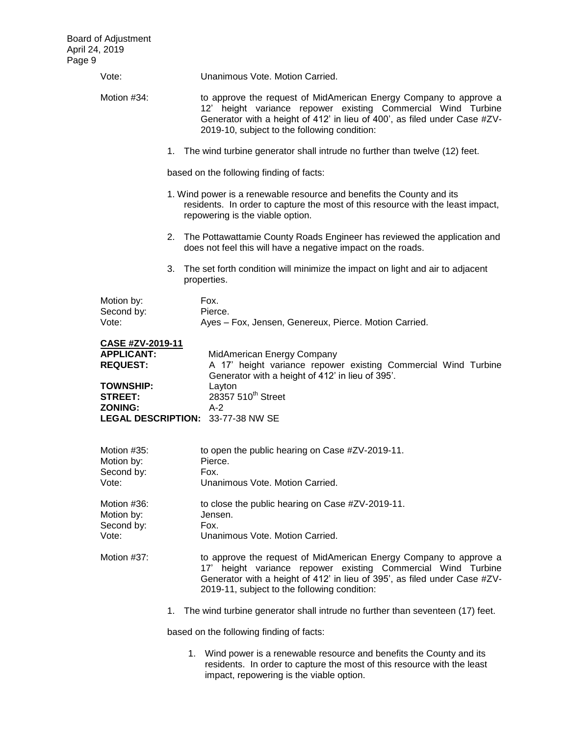Vote: Unanimous Vote. Motion Carried.

Motion #34: to approve the request of MidAmerican Energy Company to approve a 12' height variance repower existing Commercial Wind Turbine Generator with a height of 412' in lieu of 400', as filed under Case #ZV-2019-10, subject to the following condition:

1. The wind turbine generator shall intrude no further than twelve (12) feet.

based on the following finding of facts:

1. Wind power is a renewable resource and benefits the County and its residents. In order to capture the most of this resource with the least impact, repowering is the viable option.
2. The Pottawattamie County Roads Engineer has reviewed the application and does not feel this will have a negative impact on the roads.
3. The set forth condition will minimize the impact on light and air to adjacent properties.

Motion by: Fox.
Second by: Pierce.
Vote: Ayes – Fox, Jensen, Genereux, Pierce. Motion Carried.

**CASE #ZV-2019-11**

**APPLICANT:** MidAmerican Energy Company
**REQUEST:** A 17' height variance repower existing Commercial Wind Turbine Generator with a height of 412' in lieu of 395'.
**TOWNSHIP:** Layton
**STREET:** 28357 510th Street
**ZONING:** A-2
**LEGAL DESCRIPTION:** 33-77-38 NW SE

Motion #35: to open the public hearing on Case #ZV-2019-11.
Motion by: Pierce.
Second by: Fox.
Vote: Unanimous Vote. Motion Carried.

Motion #36: to close the public hearing on Case #ZV-2019-11.
Motion by: Jensen.
Second by: Fox.
Vote: Unanimous Vote. Motion Carried.

Motion #37: to approve the request of MidAmerican Energy Company to approve a 17' height variance repower existing Commercial Wind Turbine Generator with a height of 412' in lieu of 395', as filed under Case #ZV-2019-11, subject to the following condition:

1. The wind turbine generator shall intrude no further than seventeen (17) feet.

based on the following finding of facts:

1. Wind power is a renewable resource and benefits the County and its residents. In order to capture the most of this resource with the least impact, repowering is the viable option.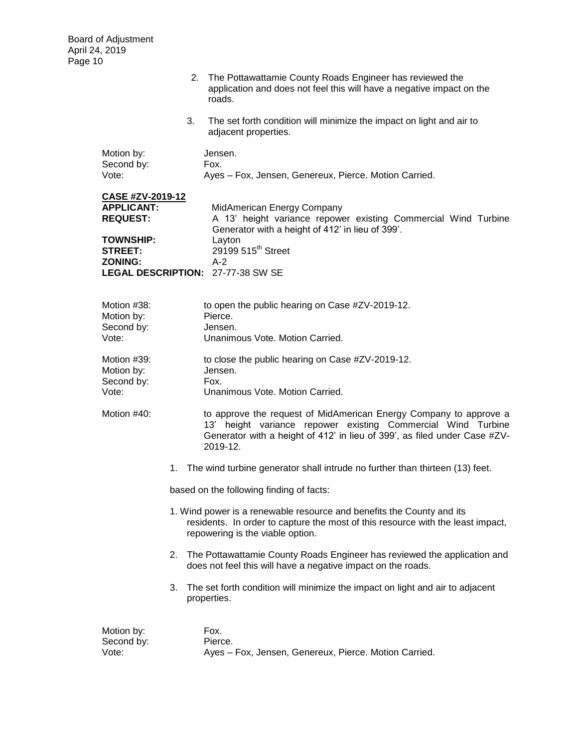2. The Pottawattamie County Roads Engineer has reviewed the application and does not feel this will have a negative impact on the roads.

3. The set forth condition will minimize the impact on light and air to adjacent properties.

Motion by: Jensen.
Second by: Fox.
Vote: Ayes – Fox, Jensen, Genereux, Pierce. Motion Carried.

**CASE #ZV-2019-12**

**APPLICANT:** MidAmerican Energy Company
**REQUEST:** A 13' height variance repower existing Commercial Wind Turbine Generator with a height of 412' in lieu of 399'.
**TOWNSHIP:** Layton
**STREET:** 29199 515th Street
**ZONING:** A-2
**LEGAL DESCRIPTION:** 27-77-38 SW SE

Motion #38: to open the public hearing on Case #ZV-2019-12.
Motion by: Pierce.
Second by: Jensen.
Vote: Unanimous Vote. Motion Carried.

Motion #39: to close the public hearing on Case #ZV-2019-12.
Motion by: Jensen.
Second by: Fox.
Vote: Unanimous Vote. Motion Carried.

Motion #40: to approve the request of MidAmerican Energy Company to approve a 13' height variance repower existing Commercial Wind Turbine Generator with a height of 412' in lieu of 399', as filed under Case #ZV-2019-12.

1. The wind turbine generator shall intrude no further than thirteen (13) feet.

based on the following finding of facts:

1. Wind power is a renewable resource and benefits the County and its residents. In order to capture the most of this resource with the least impact, repowering is the viable option.

2. The Pottawattamie County Roads Engineer has reviewed the application and does not feel this will have a negative impact on the roads.

3. The set forth condition will minimize the impact on light and air to adjacent properties.

Motion by: Fox.
Second by: Pierce.
Vote: Ayes – Fox, Jensen, Genereux, Pierce. Motion Carried.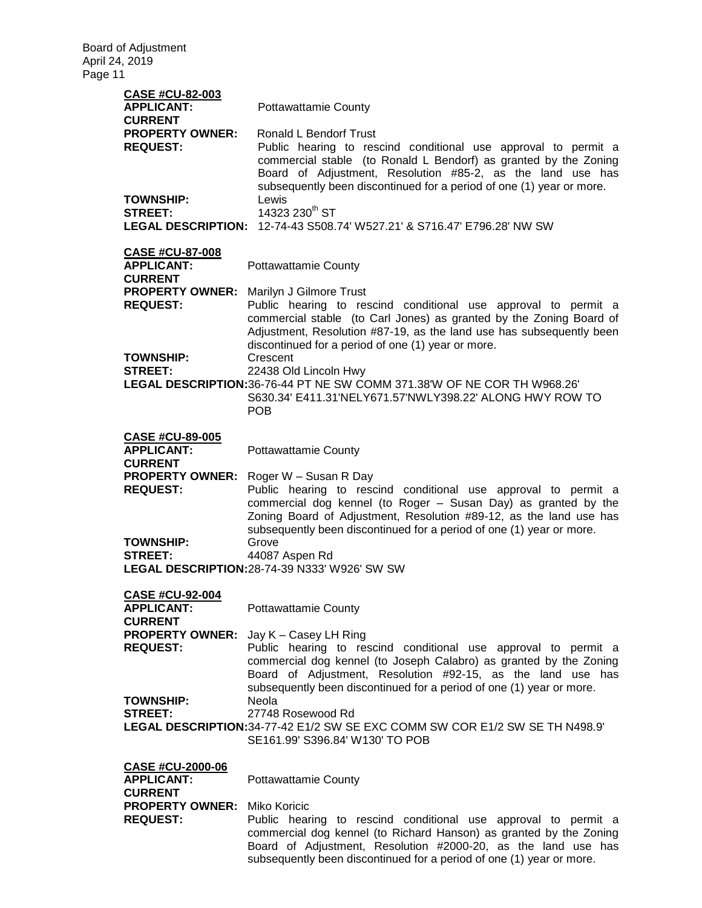**CASE #CU-82-003**

**APPLICANT:** Pottawattamie County

**CURRENT PROPERTY OWNER:** Ronald L Bendorf Trust

**REQUEST:** Public hearing to rescind conditional use approval to permit a commercial stable (to Ronald L Bendorf) as granted by the Zoning Board of Adjustment, Resolution #85-2, as the land use has subsequently been discontinued for a period of one (1) year or more.

**TOWNSHIP:** Lewis

**STREET:** 14323 230th ST

**LEGAL DESCRIPTION:** 12-74-43 S508.74' W527.21' & S716.47' E796.28' NW SW

**CASE #CU-87-008**

**APPLICANT:** Pottawattamie County

**CURRENT PROPERTY OWNER:** Marilyn J Gilmore Trust

**REQUEST:** Public hearing to rescind conditional use approval to permit a commercial stable (to Carl Jones) as granted by the Zoning Board of Adjustment, Resolution #87-19, as the land use has subsequently been discontinued for a period of one (1) year or more.

**TOWNSHIP:** Crescent

**STREET:** 22438 Old Lincoln Hwy

**LEGAL DESCRIPTION:** 36-76-44 PT NE SW COMM 371.38'W OF NE COR TH W968.26' S630.34' E411.31'NELY671.57'NWLY398.22' ALONG HWY ROW TO POB

**CASE #CU-89-005**

**APPLICANT:** Pottawattamie County

**CURRENT PROPERTY OWNER:** Roger W – Susan R Day

**REQUEST:** Public hearing to rescind conditional use approval to permit a commercial dog kennel (to Roger – Susan Day) as granted by the Zoning Board of Adjustment, Resolution #89-12, as the land use has subsequently been discontinued for a period of one (1) year or more.

**TOWNSHIP:** Grove

**STREET:** 44087 Aspen Rd

**LEGAL DESCRIPTION:** 28-74-39 N333' W926' SW SW

**CASE #CU-92-004**

**APPLICANT:** Pottawattamie County

**CURRENT PROPERTY OWNER:** Jay K – Casey LH Ring

**REQUEST:** Public hearing to rescind conditional use approval to permit a commercial dog kennel (to Joseph Calabro) as granted by the Zoning Board of Adjustment, Resolution #92-15, as the land use has subsequently been discontinued for a period of one (1) year or more.

**TOWNSHIP:** Neola

**STREET:** 27748 Rosewood Rd

**LEGAL DESCRIPTION:** 34-77-42 E1/2 SW SE EXC COMM SW COR E1/2 SW SE TH N498.9' SE161.99' S396.84' W130' TO POB

**CASE #CU-2000-06**

**APPLICANT:** Pottawattamie County

**CURRENT PROPERTY OWNER:** Miko Koricic

**REQUEST:** Public hearing to rescind conditional use approval to permit a commercial dog kennel (to Richard Hanson) as granted by the Zoning Board of Adjustment, Resolution #2000-20, as the land use has subsequently been discontinued for a period of one (1) year or more.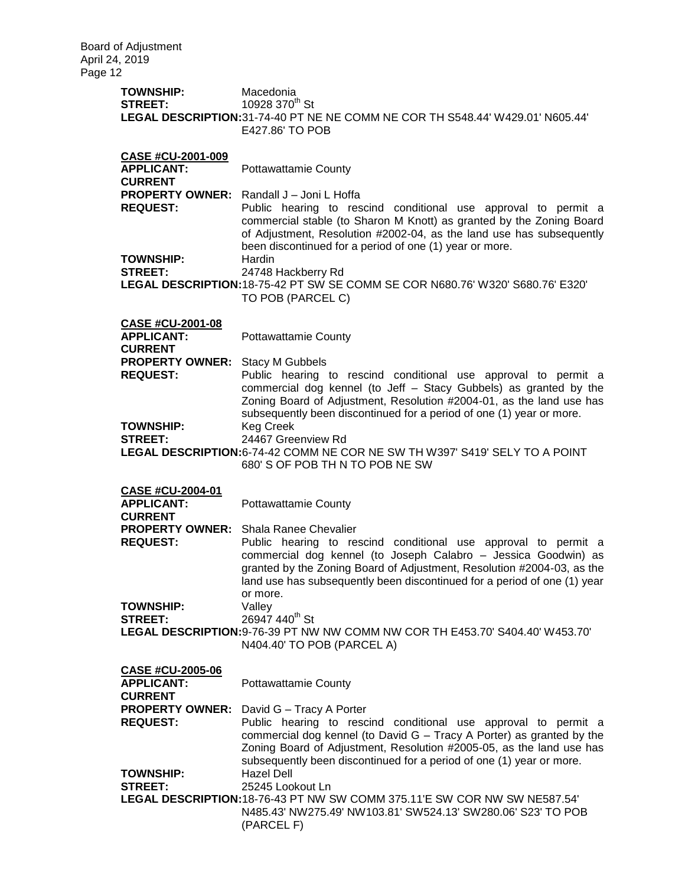**TOWNSHIP:** Macedonia
**STREET:** 10928 370th St
**LEGAL DESCRIPTION:** 31-74-40 PT NE NE COMM NE COR TH S548.44' W429.01' N605.44' E427.86' TO POB

**CASE #CU-2001-009**
**APPLICANT:** Pottawattamie County
**CURRENT PROPERTY OWNER:** Randall J – Joni L Hoffa
**REQUEST:** Public hearing to rescind conditional use approval to permit a commercial stable (to Sharon M Knott) as granted by the Zoning Board of Adjustment, Resolution #2002-04, as the land use has subsequently been discontinued for a period of one (1) year or more.
**TOWNSHIP:** Hardin
**STREET:** 24748 Hackberry Rd
**LEGAL DESCRIPTION:** 18-75-42 PT SW SE COMM SE COR N680.76' W320' S680.76' E320' TO POB (PARCEL C)

**CASE #CU-2001-08**
**APPLICANT:** Pottawattamie County
**CURRENT PROPERTY OWNER:** Stacy M Gubbels
**REQUEST:** Public hearing to rescind conditional use approval to permit a commercial dog kennel (to Jeff – Stacy Gubbels) as granted by the Zoning Board of Adjustment, Resolution #2004-01, as the land use has subsequently been discontinued for a period of one (1) year or more.
**TOWNSHIP:** Keg Creek
**STREET:** 24467 Greenview Rd
**LEGAL DESCRIPTION:** 6-74-42 COMM NE COR NE SW TH W397' S419' SELY TO A POINT 680' S OF POB TH N TO POB NE SW

**CASE #CU-2004-01**
**APPLICANT:** Pottawattamie County
**CURRENT PROPERTY OWNER:** Shala Ranee Chevalier
**REQUEST:** Public hearing to rescind conditional use approval to permit a commercial dog kennel (to Joseph Calabro – Jessica Goodwin) as granted by the Zoning Board of Adjustment, Resolution #2004-03, as the land use has subsequently been discontinued for a period of one (1) year or more.
**TOWNSHIP:** Valley
**STREET:** 26947 440th St
**LEGAL DESCRIPTION:** 9-76-39 PT NW NW COMM NW COR TH E453.70' S404.40' W453.70' N404.40' TO POB (PARCEL A)

**CASE #CU-2005-06**
**APPLICANT:** Pottawattamie County
**CURRENT PROPERTY OWNER:** David G – Tracy A Porter
**REQUEST:** Public hearing to rescind conditional use approval to permit a commercial dog kennel (to David G – Tracy A Porter) as granted by the Zoning Board of Adjustment, Resolution #2005-05, as the land use has subsequently been discontinued for a period of one (1) year or more.
**TOWNSHIP:** Hazel Dell
**STREET:** 25245 Lookout Ln
**LEGAL DESCRIPTION:** 18-76-43 PT NW SW COMM 375.11'E SW COR NW SW NE587.54' N485.43' NW275.49' NW103.81' SW524.13' SW280.06' S23' TO POB (PARCEL F)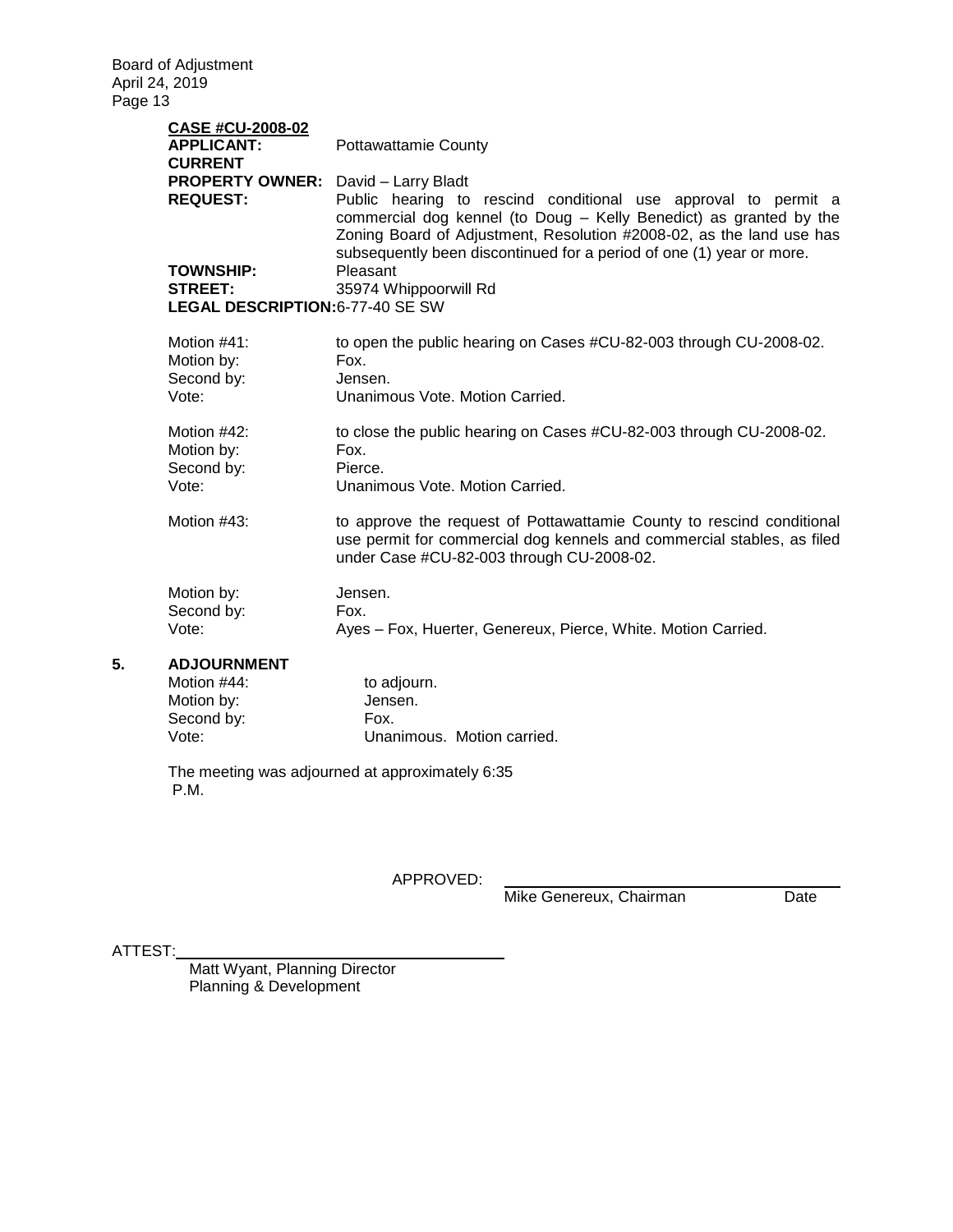**CASE #CU-2008-02**

**APPLICANT:** Pottawattamie County

**CURRENT PROPERTY OWNER:** David – Larry Bladt

**REQUEST:** Public hearing to rescind conditional use approval to permit a commercial dog kennel (to Doug – Kelly Benedict) as granted by the Zoning Board of Adjustment, Resolution #2008-02, as the land use has subsequently been discontinued for a period of one (1) year or more.

**TOWNSHIP:** Pleasant

**STREET:** 35974 Whippoorwill Rd

**LEGAL DESCRIPTION:** 6-77-40 SE SW

Motion #41: to open the public hearing on Cases #CU-82-003 through CU-2008-02.
Motion by: Fox.
Second by: Jensen.
Vote: Unanimous Vote. Motion Carried.

Motion #42: to close the public hearing on Cases #CU-82-003 through CU-2008-02.
Motion by: Fox.
Second by: Pierce.
Vote: Unanimous Vote. Motion Carried.

Motion #43: to approve the request of Pottawattamie County to rescind conditional use permit for commercial dog kennels and commercial stables, as filed under Case #CU-82-003 through CU-2008-02.

Motion by: Jensen.
Second by: Fox.
Vote: Ayes – Fox, Huerter, Genereux, Pierce, White. Motion Carried.

**5. ADJOURNMENT**

Motion #44: to adjourn.
Motion by: Jensen.
Second by: Fox.
Vote: Unanimous. Motion carried.

The meeting was adjourned at approximately 6:35 P.M.

APPROVED: ______________________________
Mike Genereux, Chairman Date

ATTEST: ______________________________
Matt Wyant, Planning Director
Planning & Development